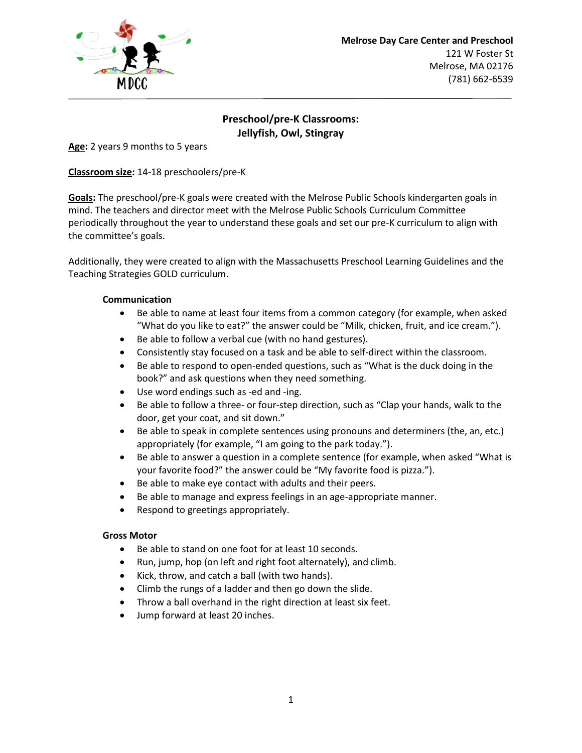**Melrose Day Care Center and Preschool**
121 W Foster St
Melrose, MA 02176
(781) 662-6539

## Preschool/pre-K Classrooms: Jellyfish, Owl, Stingray

**Age:** 2 years 9 months to 5 years

**Classroom size:** 14-18 preschoolers/pre-K

**Goals:** The preschool/pre-K goals were created with the Melrose Public Schools kindergarten goals in mind. The teachers and director meet with the Melrose Public Schools Curriculum Committee periodically throughout the year to understand these goals and set our pre-K curriculum to align with the committee's goals.

Additionally, they were created to align with the Massachusetts Preschool Learning Guidelines and the Teaching Strategies GOLD curriculum.

### Communication

- Be able to name at least four items from a common category (for example, when asked "What do you like to eat?" the answer could be "Milk, chicken, fruit, and ice cream.").
- Be able to follow a verbal cue (with no hand gestures).
- Consistently stay focused on a task and be able to self-direct within the classroom.
- Be able to respond to open-ended questions, such as "What is the duck doing in the book?" and ask questions when they need something.
- Use word endings such as -ed and -ing.
- Be able to follow a three- or four-step direction, such as "Clap your hands, walk to the door, get your coat, and sit down."
- Be able to speak in complete sentences using pronouns and determiners (the, an, etc.) appropriately (for example, "I am going to the park today.").
- Be able to answer a question in a complete sentence (for example, when asked "What is your favorite food?" the answer could be "My favorite food is pizza.").
- Be able to make eye contact with adults and their peers.
- Be able to manage and express feelings in an age-appropriate manner.
- Respond to greetings appropriately.

### Gross Motor

- Be able to stand on one foot for at least 10 seconds.
- Run, jump, hop (on left and right foot alternately), and climb.
- Kick, throw, and catch a ball (with two hands).
- Climb the rungs of a ladder and then go down the slide.
- Throw a ball overhand in the right direction at least six feet.
- Jump forward at least 20 inches.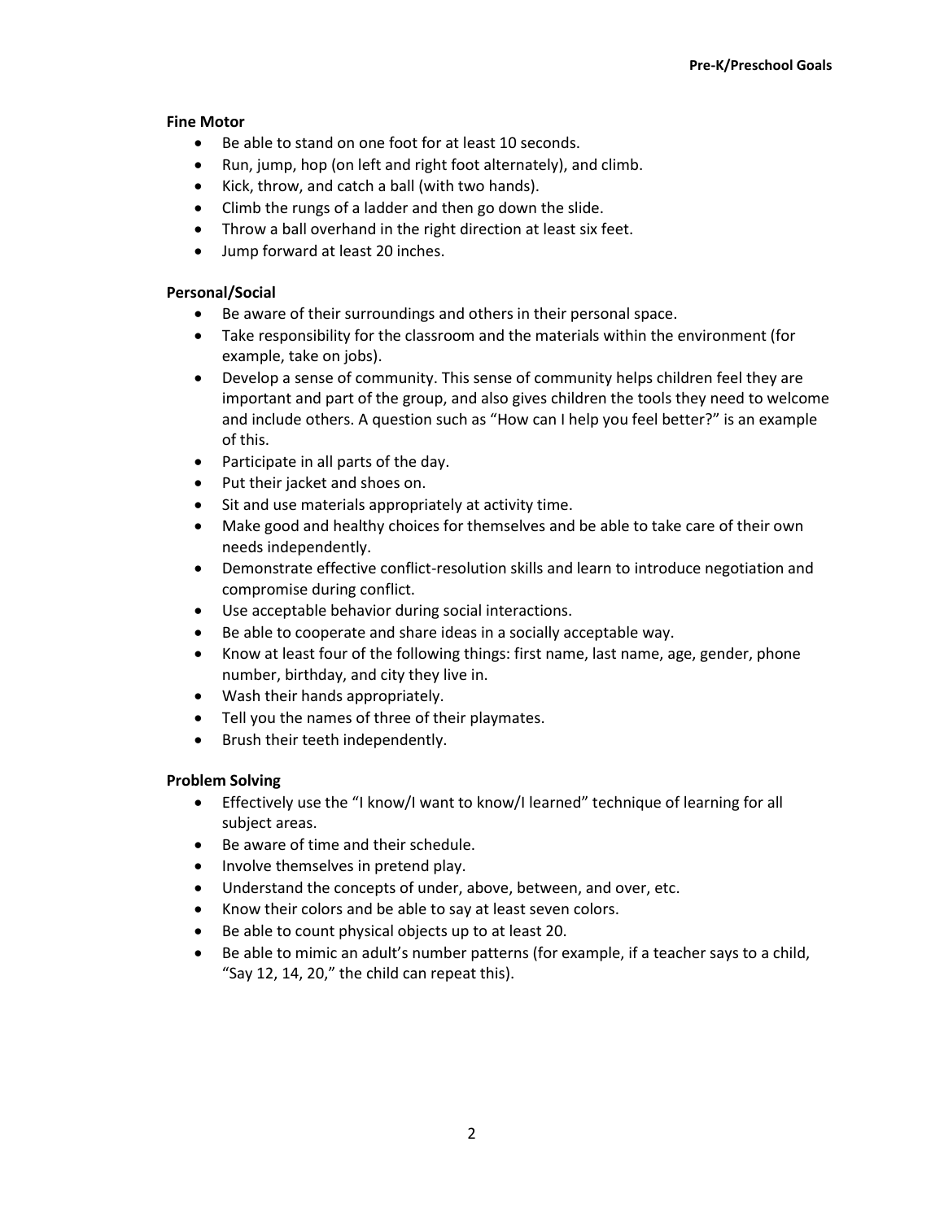**Fine Motor**

- Be able to stand on one foot for at least 10 seconds.
- Run, jump, hop (on left and right foot alternately), and climb.
- Kick, throw, and catch a ball (with two hands).
- Climb the rungs of a ladder and then go down the slide.
- Throw a ball overhand in the right direction at least six feet.
- Jump forward at least 20 inches.

**Personal/Social**

- Be aware of their surroundings and others in their personal space.
- Take responsibility for the classroom and the materials within the environment (for example, take on jobs).
- Develop a sense of community. This sense of community helps children feel they are important and part of the group, and also gives children the tools they need to welcome and include others. A question such as "How can I help you feel better?" is an example of this.
- Participate in all parts of the day.
- Put their jacket and shoes on.
- Sit and use materials appropriately at activity time.
- Make good and healthy choices for themselves and be able to take care of their own needs independently.
- Demonstrate effective conflict-resolution skills and learn to introduce negotiation and compromise during conflict.
- Use acceptable behavior during social interactions.
- Be able to cooperate and share ideas in a socially acceptable way.
- Know at least four of the following things: first name, last name, age, gender, phone number, birthday, and city they live in.
- Wash their hands appropriately.
- Tell you the names of three of their playmates.
- Brush their teeth independently.

**Problem Solving**

- Effectively use the "I know/I want to know/I learned" technique of learning for all subject areas.
- Be aware of time and their schedule.
- Involve themselves in pretend play.
- Understand the concepts of under, above, between, and over, etc.
- Know their colors and be able to say at least seven colors.
- Be able to count physical objects up to at least 20.
- Be able to mimic an adult's number patterns (for example, if a teacher says to a child, "Say 12, 14, 20," the child can repeat this).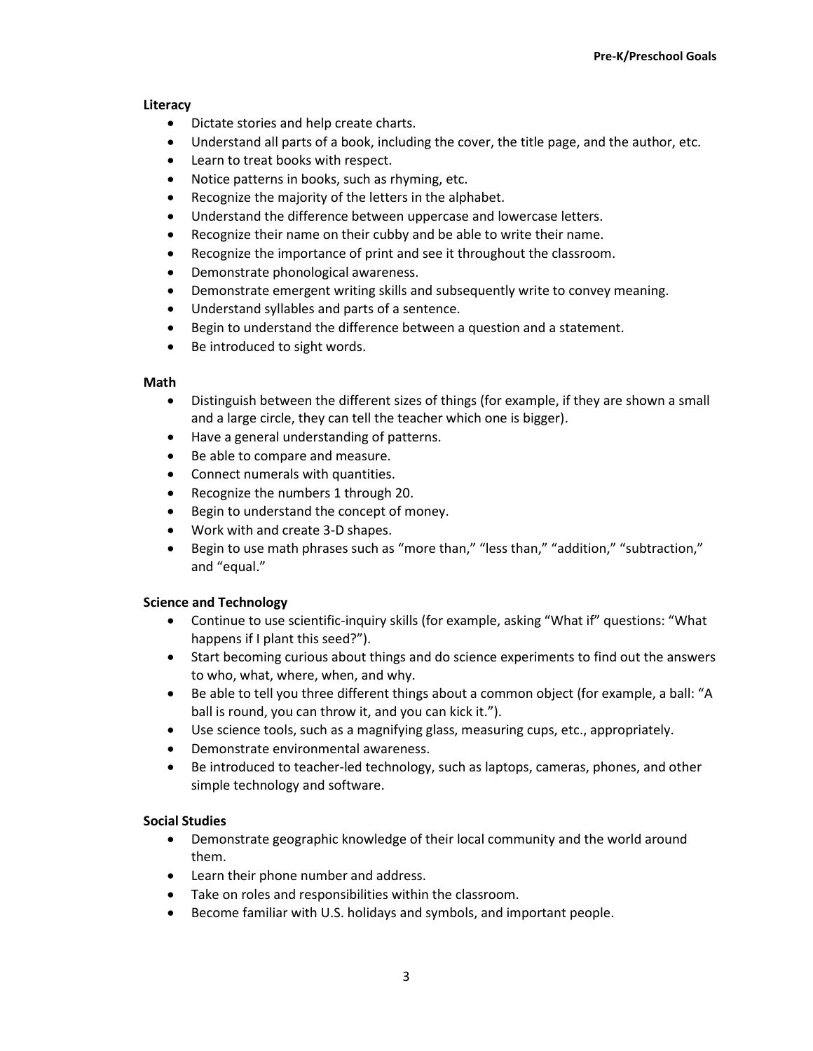**Literacy**

- Dictate stories and help create charts.
- Understand all parts of a book, including the cover, the title page, and the author, etc.
- Learn to treat books with respect.
- Notice patterns in books, such as rhyming, etc.
- Recognize the majority of the letters in the alphabet.
- Understand the difference between uppercase and lowercase letters.
- Recognize their name on their cubby and be able to write their name.
- Recognize the importance of print and see it throughout the classroom.
- Demonstrate phonological awareness.
- Demonstrate emergent writing skills and subsequently write to convey meaning.
- Understand syllables and parts of a sentence.
- Begin to understand the difference between a question and a statement.
- Be introduced to sight words.

**Math**

- Distinguish between the different sizes of things (for example, if they are shown a small and a large circle, they can tell the teacher which one is bigger).
- Have a general understanding of patterns.
- Be able to compare and measure.
- Connect numerals with quantities.
- Recognize the numbers 1 through 20.
- Begin to understand the concept of money.
- Work with and create 3-D shapes.
- Begin to use math phrases such as "more than," "less than," "addition," "subtraction," and "equal."

**Science and Technology**

- Continue to use scientific-inquiry skills (for example, asking "What if" questions: "What happens if I plant this seed?").
- Start becoming curious about things and do science experiments to find out the answers to who, what, where, when, and why.
- Be able to tell you three different things about a common object (for example, a ball: "A ball is round, you can throw it, and you can kick it.").
- Use science tools, such as a magnifying glass, measuring cups, etc., appropriately.
- Demonstrate environmental awareness.
- Be introduced to teacher-led technology, such as laptops, cameras, phones, and other simple technology and software.

**Social Studies**

- Demonstrate geographic knowledge of their local community and the world around them.
- Learn their phone number and address.
- Take on roles and responsibilities within the classroom.
- Become familiar with U.S. holidays and symbols, and important people.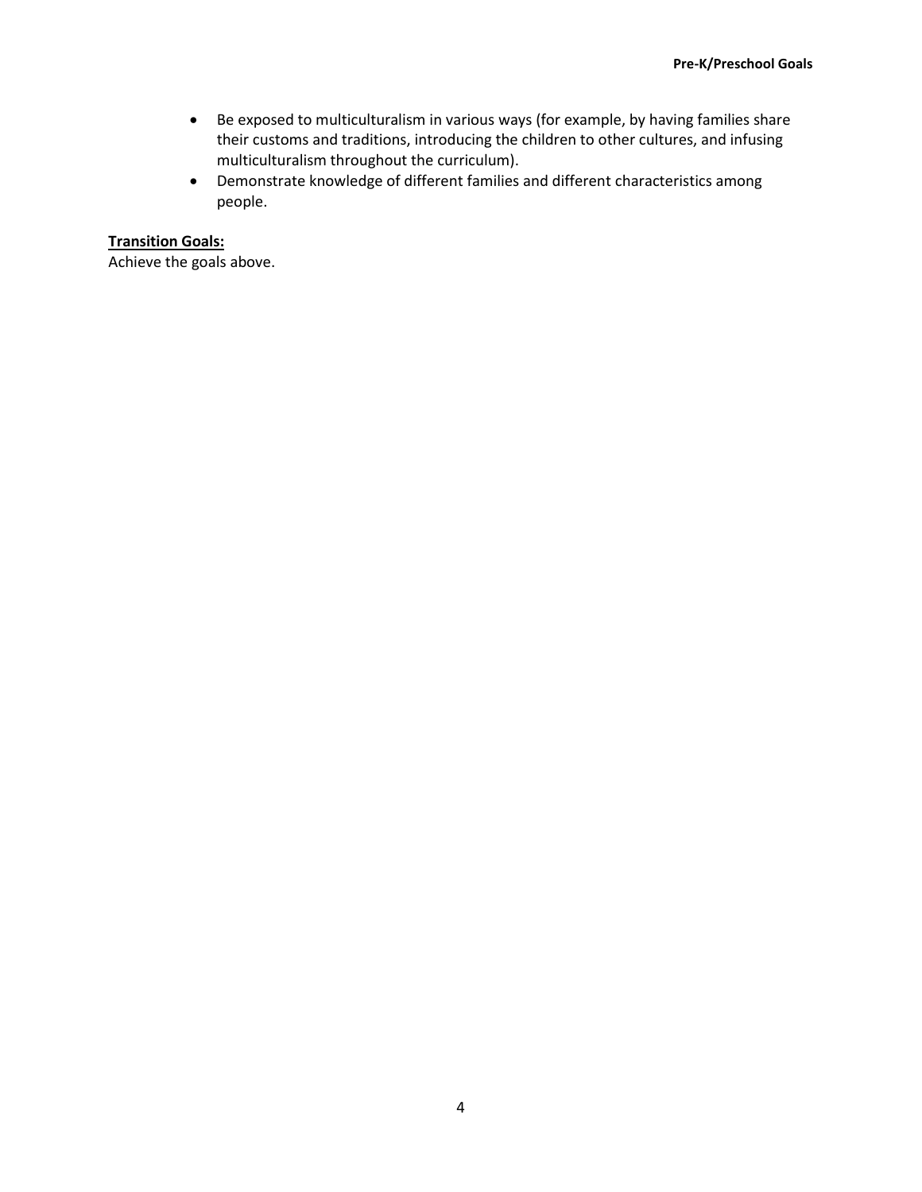- Be exposed to multiculturalism in various ways (for example, by having families share their customs and traditions, introducing the children to other cultures, and infusing multiculturalism throughout the curriculum).
- Demonstrate knowledge of different families and different characteristics among people.

**Transition Goals:**

Achieve the goals above.